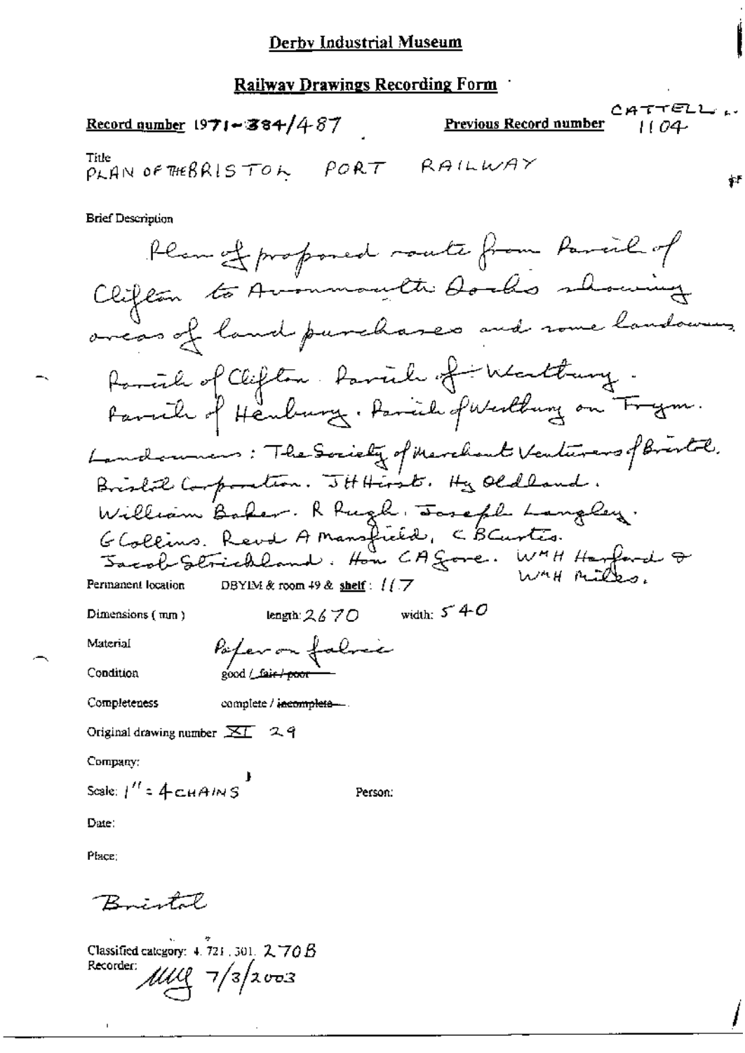## Derby Industrial Museum

## Railway Drawings Recording Form

**Record number** 1971-384/487 **Previous Record number** CATTELL 1104

Title
PLAN OF THE BRISTOL PORT RAILWAY

Brief Description

Plan of proposed route from Parish of Clifton to Avonmouth Docks showing areas of land purchases and some landowners.

Parish of Clifton. Parish of Westbury. Parish of Henbury. Parish of Westbury on Trym.

Landowners: The Society of Merchant Venturers of Bristol. Bristol Corporation. JH Hirst. Hy Oldland. William Baker. R Pugh. Joseph Langley. G Collins. Revd A Mansfield, C B Curtis. Jacob Strickland. Hon CA Gore. WmH Harford & WmH Miles.

Permanent location DBYIM & room 49 & shelf: 117

Dimensions (mm) length: 2670 width: 540

Material Paper on fabric

Condition good / ~~fair / poor~~

Completeness complete / ~~incomplete~~

Original drawing number XI 29

Company:

Scale: 1" = 4 CHAINS Person:

Date:

Place:

Bristol

Classified category: 4.721.301. 270B
Recorder: MMG 7/3/2003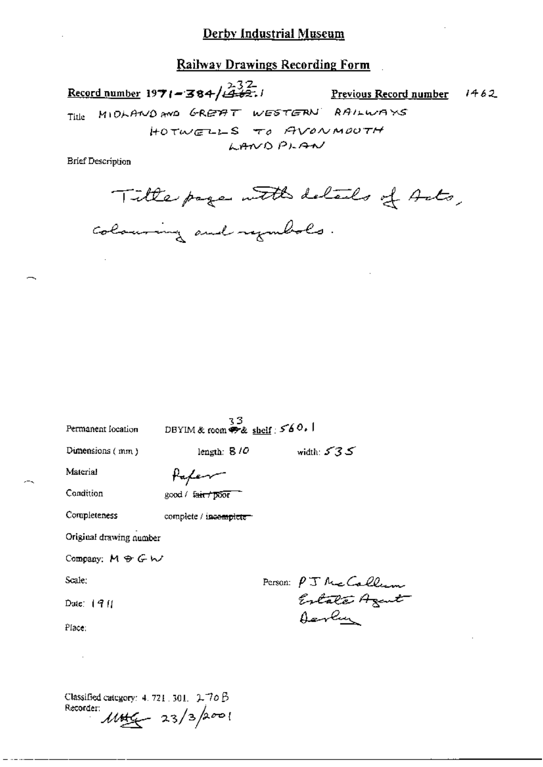# Derby Industrial Museum

## Railway Drawings Recording Form

**Record number** 1971-384/232.1 **Previous Record number** 1462

Title MIDLAND AND GREAT WESTERN RAILWAYS
HOTWELLS TO AVONMOUTH
LAND PLAN

Brief Description

Title page with details of Acts, colouring and symbols.

Permanent location DBYIM & room 33 & shelf: 560.1

Dimensions (mm) length: 810 width: 535

Material Paper

Condition good / ~~fair / poor~~

Completeness complete / ~~incomplete~~

Original drawing number

Company: M & GW

Scale:

Date: 1911

Place:

Person: P J McCallum
Estate Agent
Derby

Classified category: 4.721.301. 270B
Recorder: MHG 23/3/2001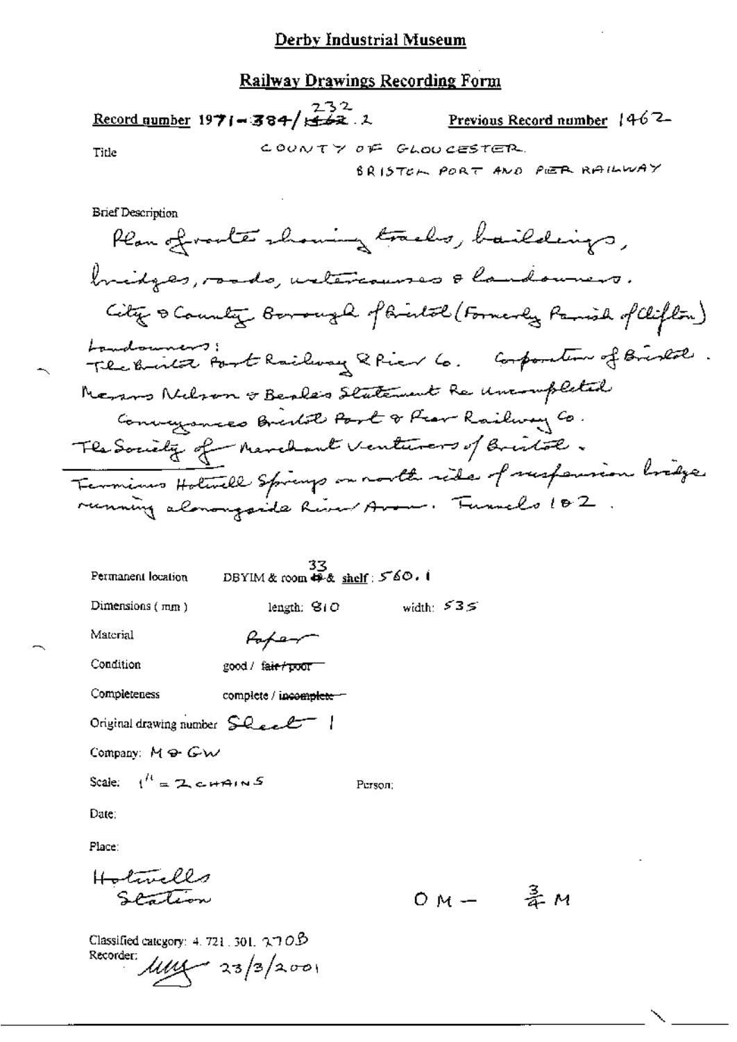# Derby Industrial Museum

## Railway Drawings Recording Form

**Record number** 1971-384/~~1462~~ 232.2 **Previous Record number** 1462

Title COUNTY OF GLOUCESTER.
BRISTOL PORT AND PIER RAILWAY

Brief Description

Plan of route showing tracks, buildings, bridges, roads, watercourses & landowners.

City & County Borough of Bristol (Formerly Parish of Clifton)

Landowners:
The Bristol Port Railway & Pier Co. Corporation of Bristol.
Messrs Nelson & Beale's Statement Re uncompleted Conveyances Bristol Port & Pier Railway Co.
The Society of Merchant Venturers of Bristol.

Terminus Hotwell Springs on north side of suspension bridge running alongside River Avon. Tunnels 1 & 2.

Permanent location DBYIM & room ~~49~~ 33 & shelf: 560.1

Dimensions (mm) length: 810 width: 535

Material Paper

Condition good / ~~fair / poor~~

Completeness complete / ~~incomplete~~

Original drawing number Sheet 1

Company: M & GW

Scale: 1" = 2 CHAINS Person:

Date:

Place:

Hotwells Station

0 M — 3/4 M

Classified category: 4. 721. 301. 270B

Recorder: [signature] 23/3/2001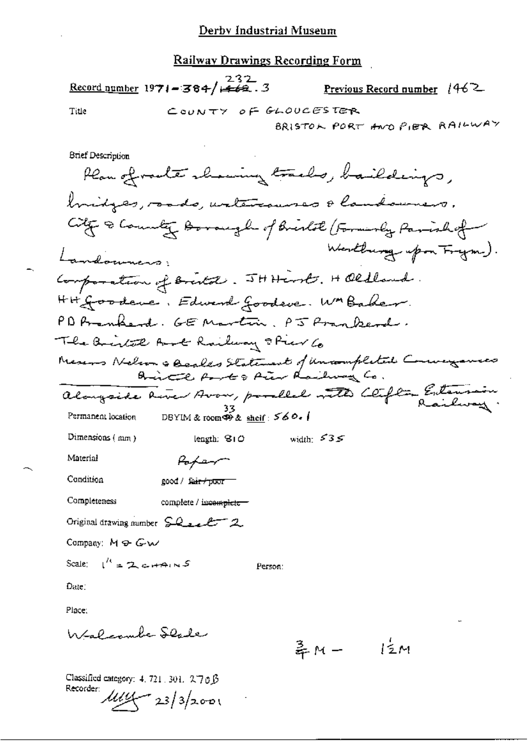# Derby Industrial Museum

## Railway Drawings Recording Form

**Record number** 1971-384/~~1462~~ 232.3 **Previous Record number** 1462

**Title** COUNTY OF GLOUCESTER
BRISTOL PORT AND PIER RAILWAY

**Brief Description**

Plan of route showing tracks, buildings, bridges, roads, watercourses & landowners.
City & County Borough of Bristol (Formerly Parish of Westbury upon Trym).

Landowners:
Corporation of Bristol. J H Hirst. H Oldland.
H H Goodeve. Edward Goodeve. Wm Baker.
P D Prankerd. G E Martin. P J Prankerd.
The Bristol Port Railway & Pier Co
Messrs Nelson & Beales Statement of Uncompleted Conveyances Bristol Port & Pier Railway Co.
alongside River Avon, parallel with Clifton Extension Railway.

**Permanent location** DBYIM & room ~~49~~ 33 & shelf: 560.1

**Dimensions** ( mm ) length: 810 width: 535

**Material** Paper

**Condition** good / ~~fair / poor~~

**Completeness** complete / ~~incomplete~~

**Original drawing number** Sheet 2

**Company:** M & GW

**Scale:** 1" = 2 CHAINS **Person:**

**Date:**

**Place:**

Walcombe Slade

$\frac{3}{4}$ M — $1\frac{1}{2}$ M

Classified category: 4. 721. 301. 270B

Recorder: [signature] 23/3/2001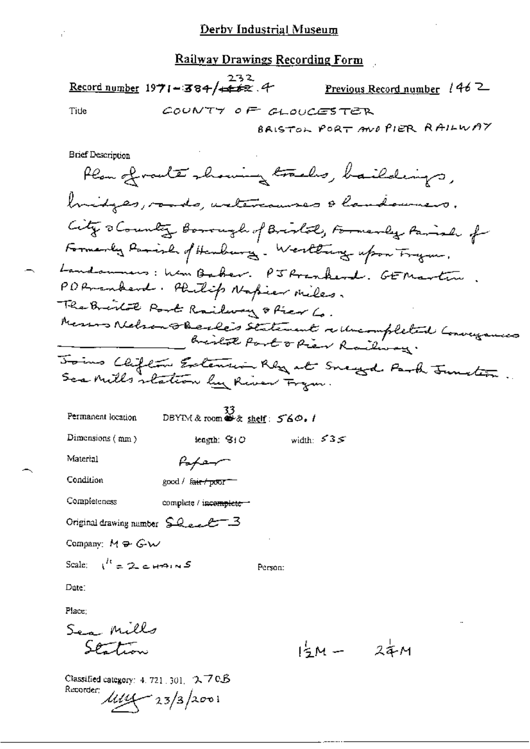Derby Industrial Museum

## Railway Drawings Recording Form

**Record number** 1971-384/232.4 ~~1462~~ **Previous Record number** 1462

Title COUNTY OF GLOUCESTER

BRISTOL PORT AND PIER RAILWAY

Brief Description

Plan of route showing tracks, buildings, bridges, roads, watercourses & landowners.
City & County Borough of Bristol, Formerly Parish of Formerly Parish of Henbury. - Westbury upon Trym.
Landowners: Wm Baker. PJ Prankerd. GE Martin. PD Prankerd. Philip Napier Miles.
The Bristol Port Railway & Pier Co.
Messrs Nelson & Beale's Statement re Uncompleted Conveyances Bristol Port & Pier Railway.
Joins Clifton Extension Rly at Sneyd Park Junction. Sea Mills station by River Trym.

Permanent location DBYIM & room 33 & shelf: 560.1

Dimensions (mm) length: 810 width: 535

Material Paper

Condition good / ~~fair / poor~~

Completeness complete / ~~incomplete~~

Original drawing number Sheet 3

Company: M & GW

Scale: 1" = 2 CHAINS Person:

Date:

Place:

Sea Mills Station

$1\frac{1}{2}$M - $2\frac{3}{4}$M

Classified category: 4.721.301. 270B

Recorder: 23/3/2001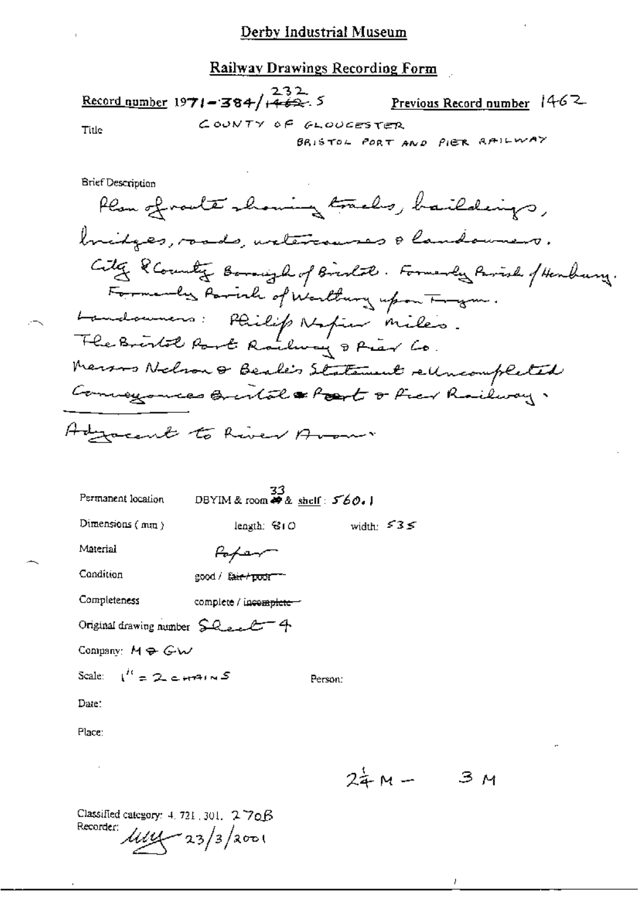# Derby Industrial Museum

## Railway Drawings Recording Form

**Record number** 1971-384/232.5 (1462 struck through) **Previous Record number** 1462

**Title** COUNTY OF GLOUCESTER
BRISTOL PORT AND PIER RAILWAY

**Brief Description**

Plan of route showing tracks, buildings, bridges, roads, watercourses & landowners.
City & County Borough of Bristol. Formerly Parish of Henbury. Formerly Parish of Westbury upon Trym.
Landowners: Philip Napier Miles.
The Bristol Port Railway & Pier Co.
Messrs Nelson & Beale's Statement re Uncompleted Conveyances Bristol Port & Pier Railway.

Adjacent to River Avon.

Permanent location DBYIM & room 33 & shelf: 560.1

Dimensions (mm) length: 810 width: 535

Material Paper

Condition good / ~~fair / poor~~

Completeness complete / ~~incomplete~~

Original drawing number Sheet 4

Company: M & GW

Scale: 1" = 2 CHAINS Person:

Date:

Place:

2¼ M – 3 M

Classified category: 4. 721. 301. 270B

Recorder: [signature] 23/3/2001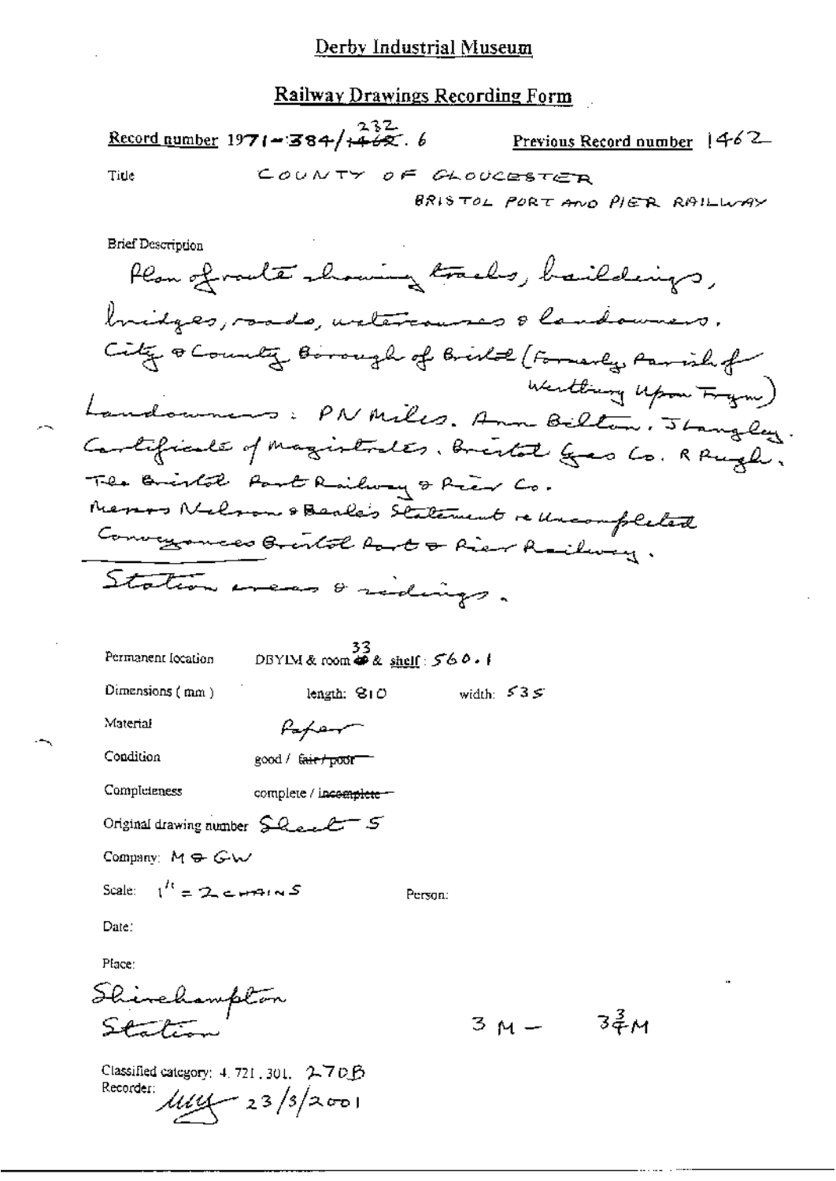# Derby Industrial Museum

## Railway Drawings Recording Form

Record number 1971-384/232.6 Previous Record number 1462

Title COUNTY OF GLOUCESTER

BRISTOL PORT AND PIER RAILWAY

Brief Description

Plan of route showing tracks, buildings, bridges, roads, watercourses & landowners. City & County Borough of Bristol (Formerly Parish of Westbury Upon Trym) Landowners: PN Miles. Ann Bilton. J Langley. Certificate of Magistrates. Bristol Gas Co. R Pugh. The Bristol Port Railway & Pier Co. Messrs Nelson & Beale's Statement re Uncompleted Conveyances Bristol Port & Pier Railway.

Station areas & sidings.

Permanent location DBYIM & room 33 & shelf: 560.1

Dimensions (mm) length: 810 width: 535

Material Paper

Condition good / ~~fair / poor~~

Completeness complete / ~~incomplete~~

Original drawing number Sheet 5

Company: M & GW

Scale: 1" = 2 CHAINS Person:

Date:

Place:

Shirehampton Station

3 M – 3¾ M

Classified category: 4.721.301. 270B

Recorder: [signature] 23/3/2001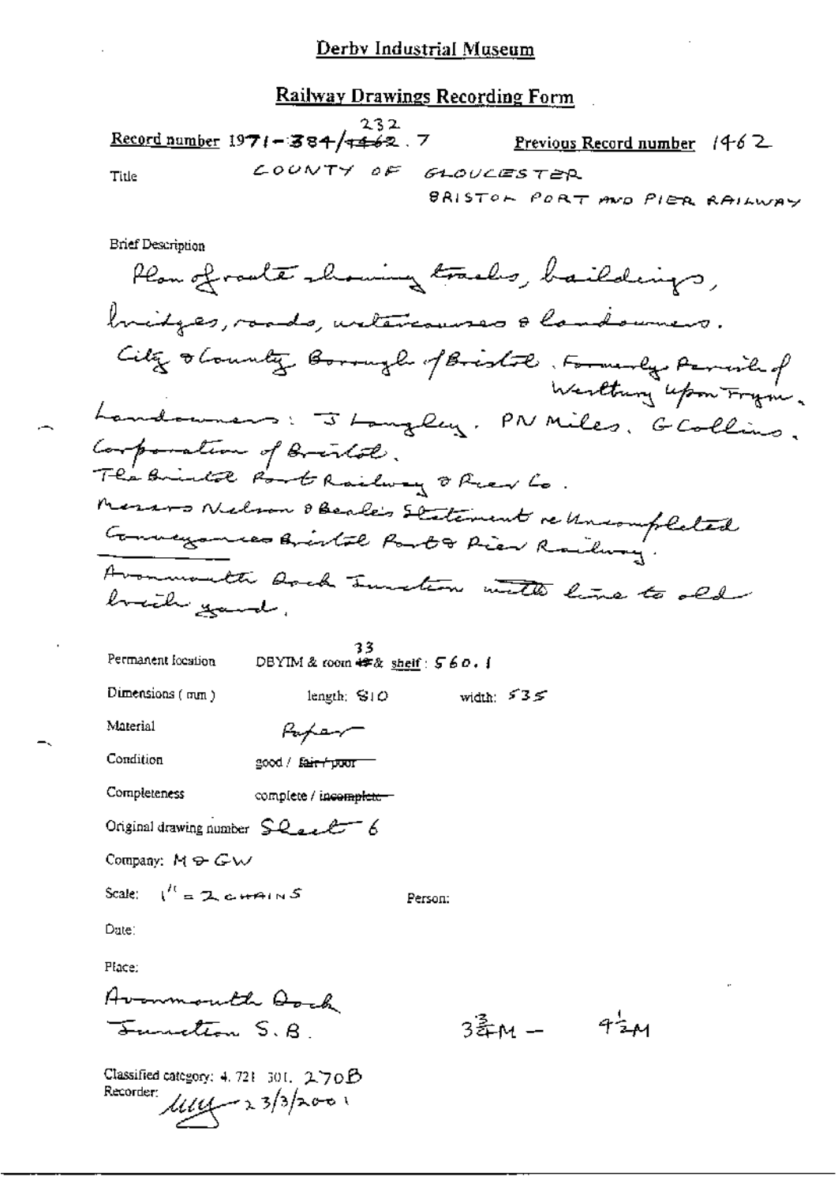# Derby Industrial Museum

## Railway Drawings Recording Form

**Record number** 1971-384/~~1462~~ 232.7 **Previous Record number** 1462

Title COUNTY OF GLOUCESTER
BRISTOL PORT AND PIER RAILWAY

Brief Description

Plan of route showing tracks, buildings, bridges, roads, watercourses & landowners.
City & County Borough of Bristol. Formerly Parish of Westbury upon Trym.
Landowners: J Langley. PN Miles. G Collins.
Corporation of Bristol.
The Bristol Port Railway & Pier Co.
Messrs Nelson & Beale's Statement re Uncompleted Conveyances Bristol Port & Pier Railway.
Avonmouth Dock Junction with line to old brick yard.

Permanent location DBYIM & room ~~49~~ 33 & shelf: 560.1

Dimensions (mm) length: 810 width: 535

Material Paper

Condition good / ~~fair / poor~~

Completeness complete / ~~incomplete~~

Original drawing number Sheet 6

Company: M & GW

Scale: 1" = 2 CHAINS Person:

Date:

Place:
Avonmouth Dock
Junction S.B. $3\frac{3}{4}$M – $4\frac{1}{2}$M

Classified category: 4. 721. 301. 270B
Recorder: [signature] 23/3/2001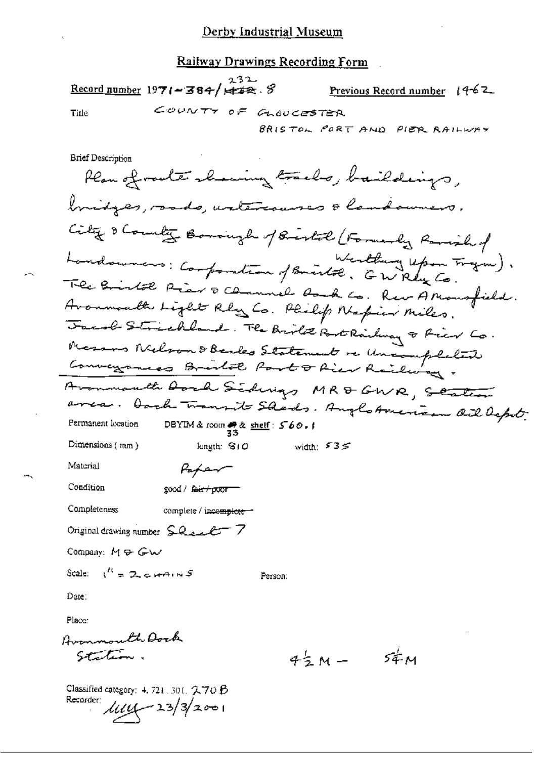Derby Industrial Museum

## Railway Drawings Recording Form

**Record number** 1971-384/232.8 &nbsp;&nbsp;&nbsp; **Previous Record number** 1462

Title &nbsp;&nbsp; COUNTY OF GLOUCESTER
BRISTOL PORT AND PIER RAILWAY

Brief Description

Plan of route showing tracks, buildings, bridges, roads, watercourses & landowners.
City & County Borough of Bristol (Formerly Parish of Westbury upon Trym).
Landowners: Corporation of Bristol. G W Rly Co.
The Bristol Pier & Channel Dock Co. Rev A Mansfield.
Avonmouth Light Rly Co. Philip Napier Miles.
Jacob Strickland. The Bristol Port Railway & Pier Co.
Messrs Nelson & Beales Statement re Uncompleted Conveyances Bristol Port & Pier Railway.
Avonmouth Dock Sidings MR & GWR, Station area. Dock Transit Sheds. Anglo American Oil Depot.

Permanent location &nbsp;&nbsp; DBYIM & room 33 & shelf: 560.1

Dimensions (mm) &nbsp;&nbsp; length: 810 &nbsp;&nbsp; width: 535

Material &nbsp;&nbsp; Paper

Condition &nbsp;&nbsp; good / ~~fair / poor~~

Completeness &nbsp;&nbsp; complete / ~~incomplete~~

Original drawing number &nbsp;&nbsp; Sheet 7

Company: M & GW

Scale: &nbsp;&nbsp; 1" = 2 CHAINS &nbsp;&nbsp;&nbsp; Person:

Date:

Place:
Avonmouth Dock Station. &nbsp;&nbsp;&nbsp; 4½ M – 5¼ M

Classified category: 4.721.301.270B
Recorder: 23/3/2001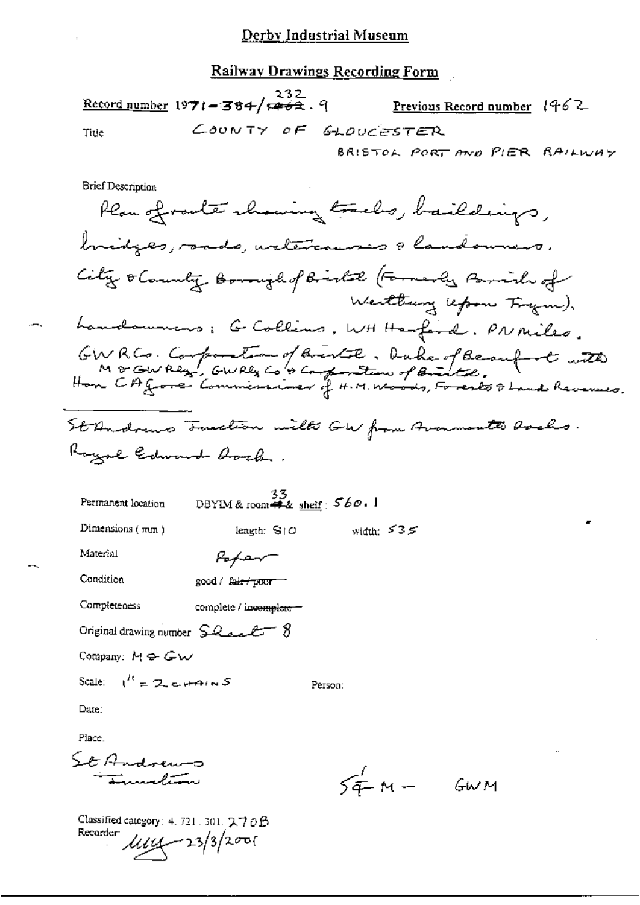# Derby Industrial Museum

## Railway Drawings Recording Form

**Record number** 1971-384/232.9 (1462 struck through) **Previous Record number** 1462

Title COUNTY OF GLOUCESTER
BRISTOL PORT AND PIER RAILWAY

Brief Description

Plan of route showing tracks, buildings, bridges, roads, watercourses & landowners.
City & County Borough of Bristol (Formerly Parish of Westbury upon Trym).
Landowners: G Collins, WH Harford, PN Miles, GWR Co. Corporation of Bristol, Duke of Beaufort with M & GW Rlys, GW Rly Co & Corporation of Bristol, Hon CA Gore Commissioner of H.M. Woods, Forests & Land Revenues.

St Andrews Junction with GW from Avonmouth Docks.
Royal Edward Dock.

Permanent location DBYIM & room 33 (44 struck through) & shelf: 560.1

Dimensions (mm) length: 810 width: 535

Material Paper

Condition good / ~~fair / poor~~

Completeness complete / ~~incomplete~~

Original drawing number Sheet 8

Company: M & GW

Scale: 1" = 2 CHAINS Person:

Date:

Place.
St Andrews Junction

$5\frac{1}{4}$ M – GWM

Classified category: 4.721.301.270B
Recorder: [signature] 23/3/2001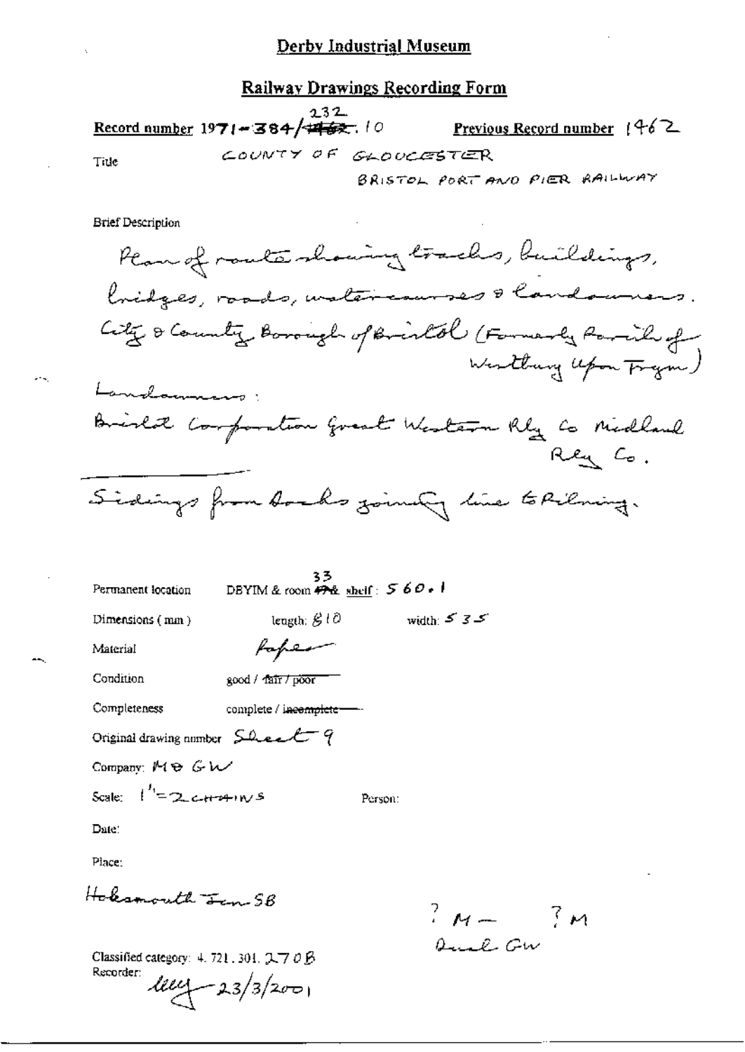# Derby Industrial Museum

## Railway Drawings Recording Form

**Record number** 1971-384/~~1462~~ 232.10 **Previous Record number** 1462

Title COUNTY OF GLOUCESTER
BRISTOL PORT AND PIER RAILWAY

Brief Description

Plan of route showing tracks, buildings, bridges, roads, watercourses & landowners.
City & County Borough of Bristol (Formerly Parish of Westbury Upon Trym)
Landowners:
Bristol Corporation Great Western Rly Co Midland Rly Co.

---

Sidings from Docks joining line to Pilning.

Permanent location DBYIM & room ~~49~~ 33 & shelf: 560.1

Dimensions (mm) length: 810 width: 535

Material Paper

Condition good / ~~fair / poor~~

Completeness complete / ~~incomplete~~

Original drawing number Sheet 9

Company: M & GW

Scale: 1" = 2 CHAINS Person:

Date:

Place:

Holesmouth Jun SB

? M — ? M
Dual GW

Classified category: 4.721.301.270B

Recorder: lely 23/3/2001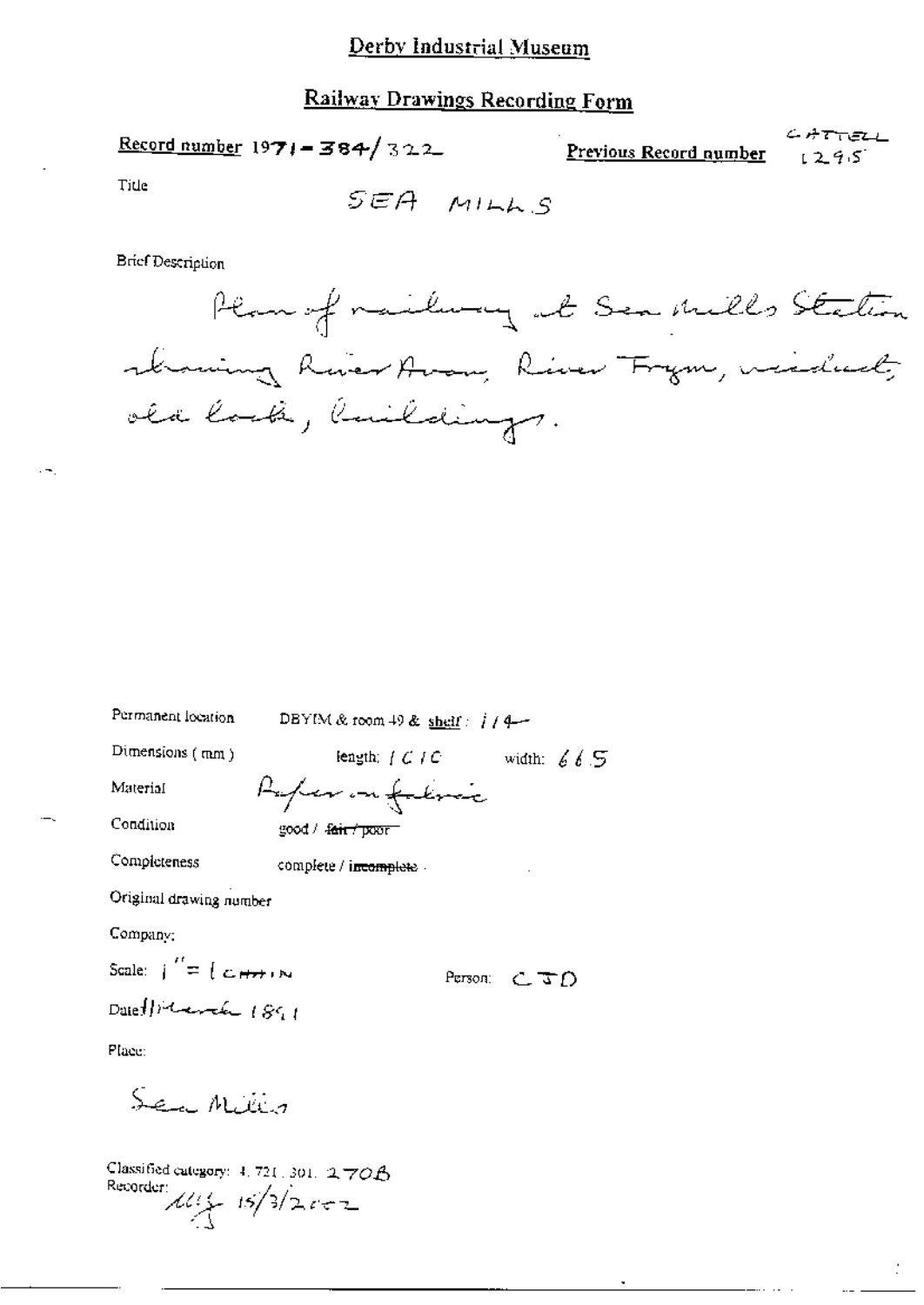# Derby Industrial Museum

## Railway Drawings Recording Form

**Record number** 1971-384/322

**Previous Record number** CATTELL 1295

Title

SEA MILLS

Brief Description

Plan of railway at Sea Mills Station showing River Avon, River Trym, viaduct, old lock, buildings.

Permanent location DBYIM & room 49 & shelf: 114

Dimensions (mm) length: 1010 width: 665

Material Paper on fabric

Condition good / ~~fair / poor~~

Completeness complete / ~~incomplete~~

Original drawing number

Company:

Scale: 1" = 1 CHAIN

Person: CJD

Date 11 March 1891

Place:

Sea Mills

Classified category: 4.721.301.270B

Recorder: MLJ 15/3/2002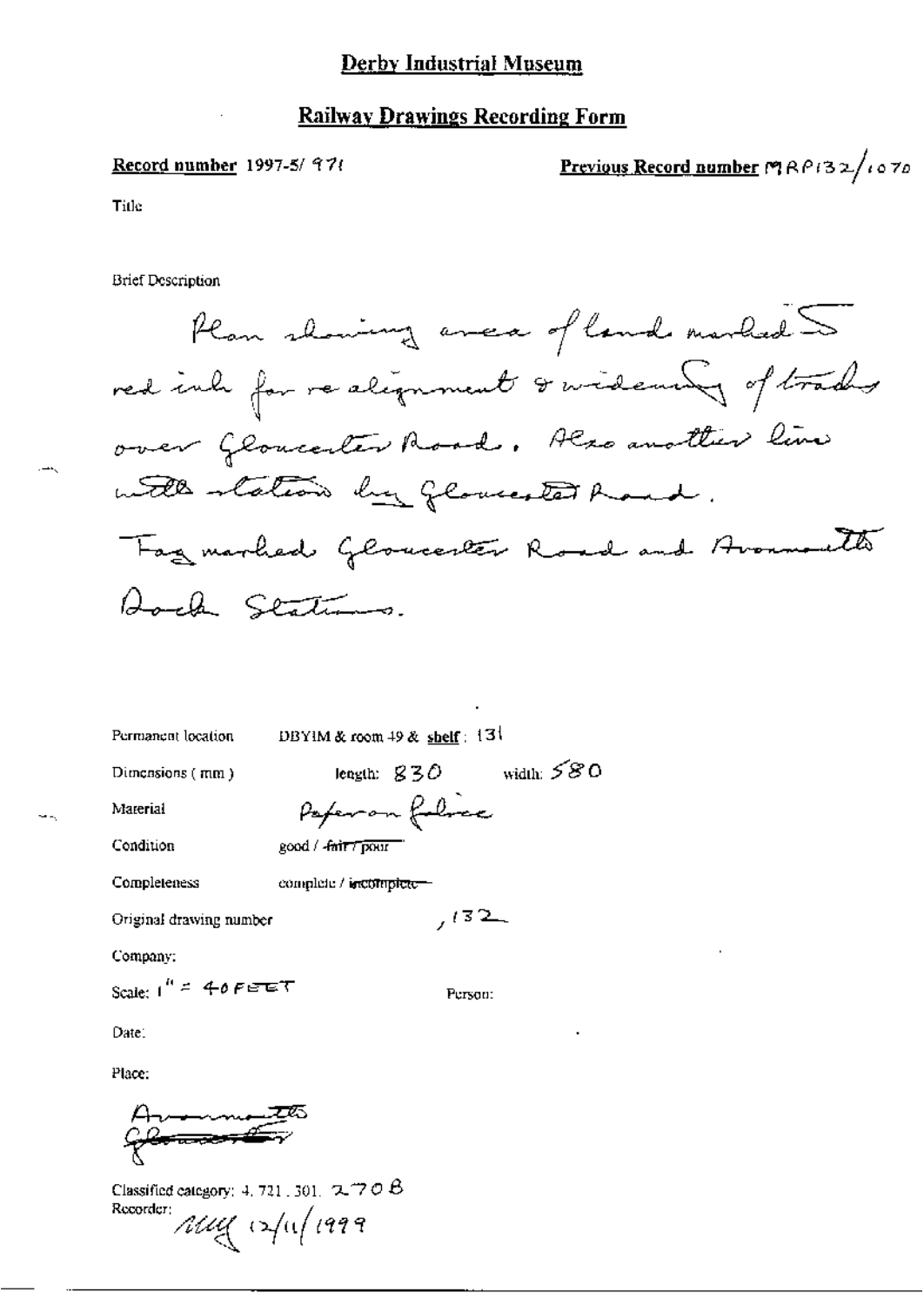# Derby Industrial Museum

## Railway Drawings Recording Form

**Record number** 1997-5/ 971

**Previous Record number** MRP132/1070

Title

Brief Description

Plan showing area of land marked in red ink for re alignment & widening of tracks over Gloucester Road. Also another line with station by Gloucester Road. Tag marked Gloucester Road and Avonmouth Dock Stations.

Permanent location: DBYIM & room 49 & **shelf**: 131

Dimensions (mm): length: 830 width: 580

Material: Paper on fabric

Condition: good / ~~fair / poor~~

Completeness: complete / ~~incomplete~~

Original drawing number: ,132

Company:

Scale: 1" = 40 FEET

Person:

Date:

Place:

Avonmouth
~~Gloucester~~

Classified category: 4. 721. 301. 270 B

Recorder: MM 12/11/1999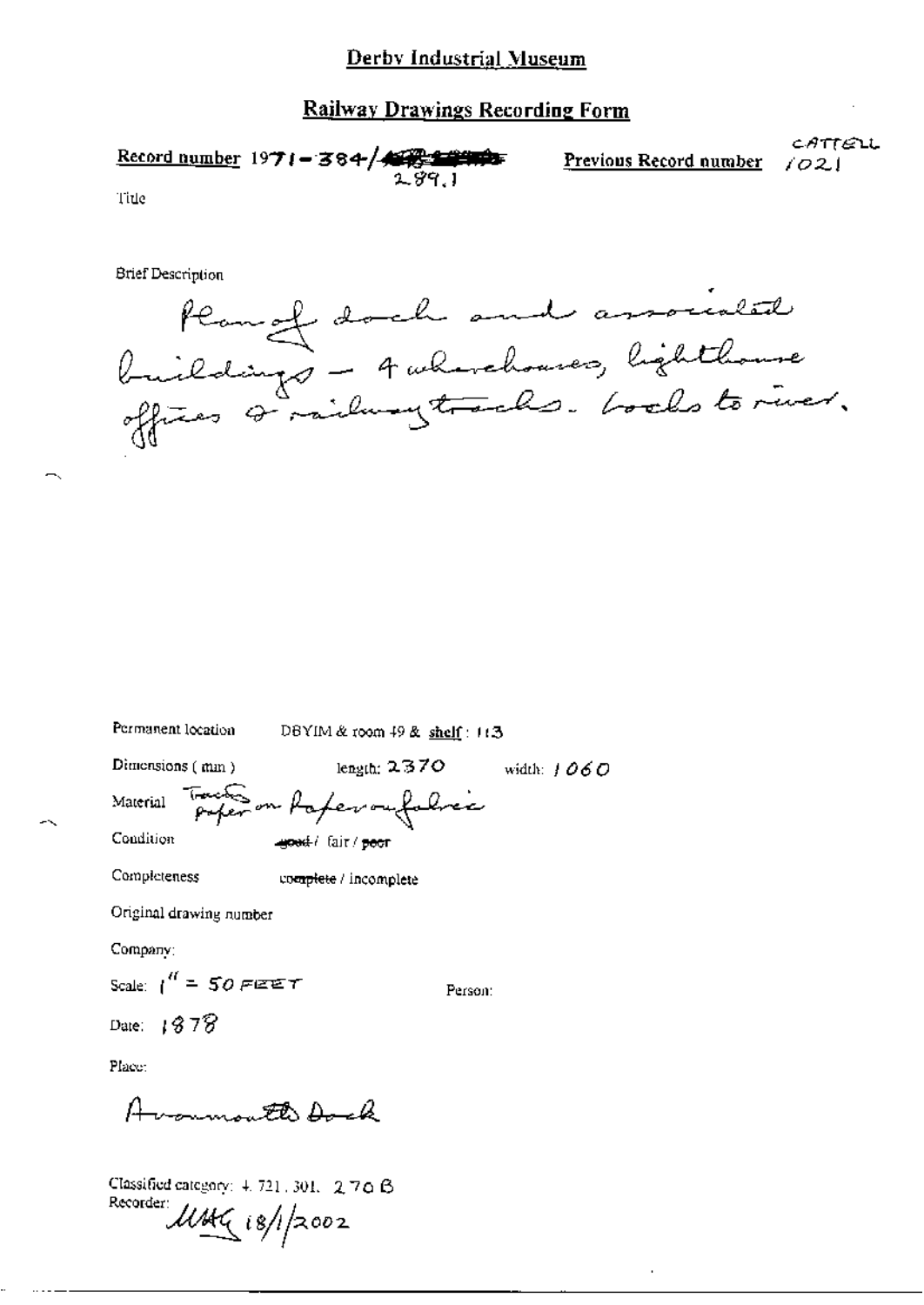# Derby Industrial Museum

## Railway Drawings Recording Form

**Record number** 1971-384/~~[struck out]~~ 289.1

**Previous Record number** CATTELL 1021

Title

Brief Description

Plan of dock and associated buildings - 4 warehouses, lighthouse offices & railway tracks. Locks to river.

Permanent location DBYIM & room 49 & shelf: 113

Dimensions (mm) length: 2370 width: 1060

Material Tracing paper on paper on fabric

Condition ~~good~~ / fair / ~~poor~~

Completeness ~~complete~~ / incomplete

Original drawing number

Company:

Scale: 1" = 50 FEET

Person:

Date: 1878

Place:

Avonmouth Dock

Classified category: 4.721.301. 270 B

Recorder: MMG 18/1/2002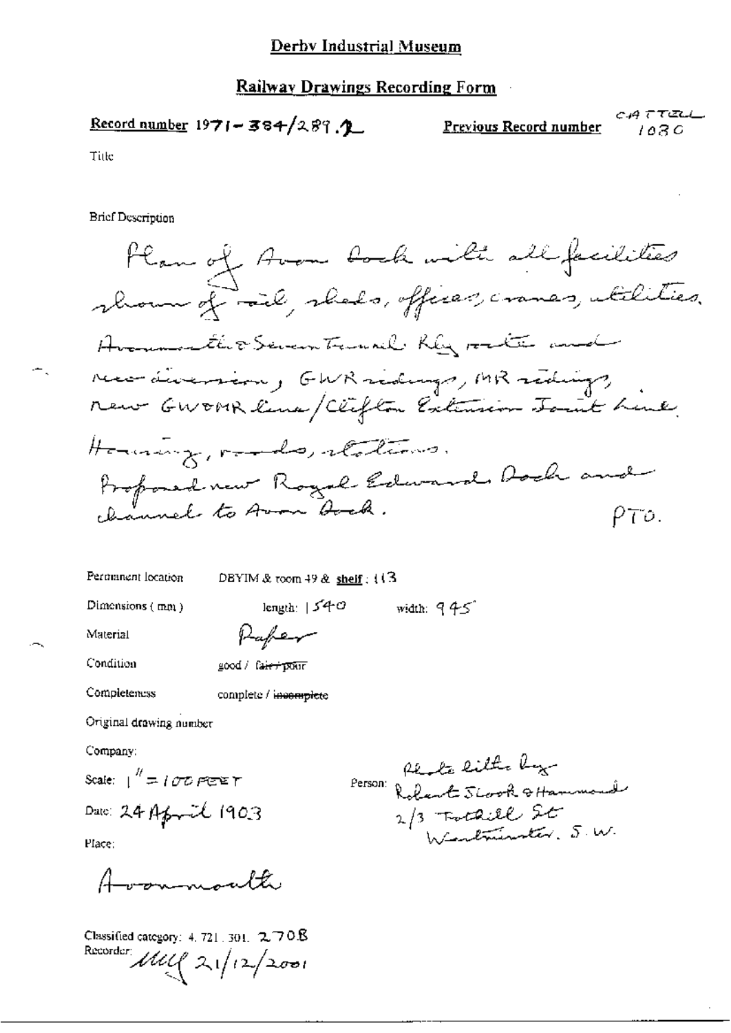# Derby Industrial Museum

## Railway Drawings Recording Form

**Record number** 1971-384/289.2 **Previous Record number** CATTELL 1030

Title

Brief Description

Plan of Avon Dock with all facilities shown of rail, sheds, offices, cranes, utilities, Avonmouth & Severn Tunnel Rly route and new diversion, GWR sidings, MR sidings, new GW&MR line/Clifton Extension Joint Line, Housing, roads, stations.
Proposed new Royal Edward Dock and channel to Avon Dock. PTO.

Permanent location DBYIM & room 49 & **shelf** : 113

Dimensions (mm) length: 1540 width: 945

Material Paper

Condition good / ~~fair / poor~~

Completeness complete / ~~incomplete~~

Original drawing number

Company:

Scale: 1" = 100 FEET

Person: Photo litho by Robert Sloock & Hammond 2/3 Tothill St Westminster, S.W.

Date: 24 April 1903

Place:

Avonmouth

Classified category: 4. 721. 301. 2708
Recorder: MLL 21/12/2001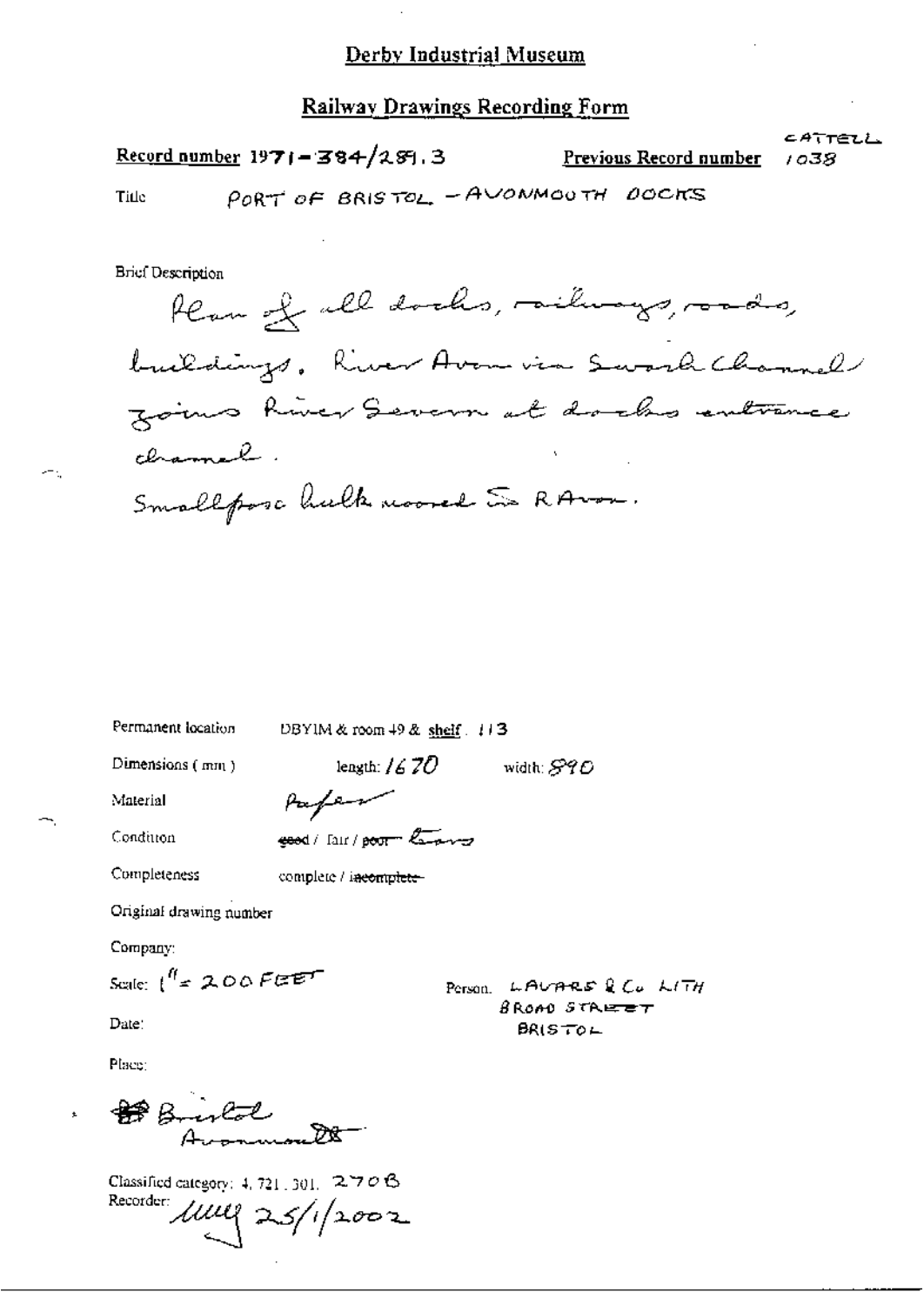# Derby Industrial Museum

## Railway Drawings Recording Form

**Record number** 1971-384/289.3 **Previous Record number** CATTELL 1038

Title PORT OF BRISTOL - AVONMOUTH DOCKS

Brief Description

Plan of all docks, railways, roads, buildings. River Avon via Swash Channel joins River Severn at docks entrance channel.

Smallpox hulk moored in R Avon.

Permanent location DBYIM & room 49 & shelf. 113

Dimensions (mm) length: 1670 width: 890

Material Paper

Condition ~~good~~ / fair / ~~poor~~ tears

Completeness complete / ~~incomplete~~

Original drawing number

Company:

Scale: 1" = 200 FEET

Person. LAVARS & Co LITH BROAD STREET BRISTOL

Date:

Place:

Bristol Avonmouth

Classified category: 4.721.301. 2706

Recorder: [signature] 25/1/2002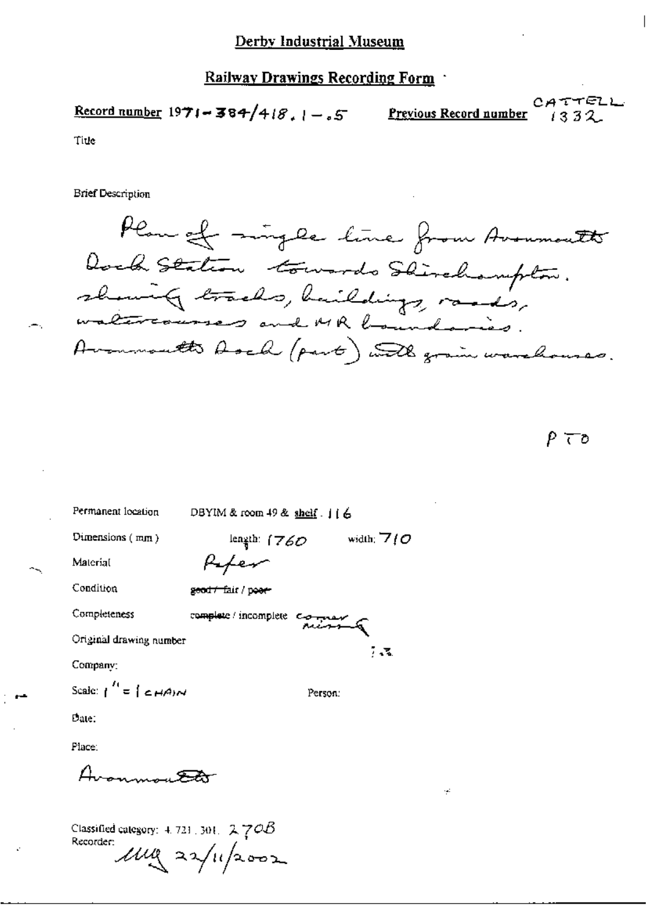# Derby Industrial Museum

## Railway Drawings Recording Form

**Record number** 1971-384/418.1-.5 **Previous Record number** CATTELL 1332

Title

Brief Description

Plan of single line from Avonmouth Dock Station towards Shirehampton. showing tracks, buildings, roads, watercourses and MR boundaries. Avonmouth Dock (part) with grain warehouses.

PTO

Permanent location DBYIM & room 49 & shelf. 116

Dimensions (mm) length: 1760 width: 710

Material Paper

Condition ~~good /~~ fair / ~~poor~~

Completeness ~~complete~~ / incomplete corner missing

Original drawing number

Company:

Scale: 1" = 1 CHAIN

Person:

Date:

Place:

Avonmouth

Classified category: 4.721.301. 270B

Recorder: MQ 22/11/2002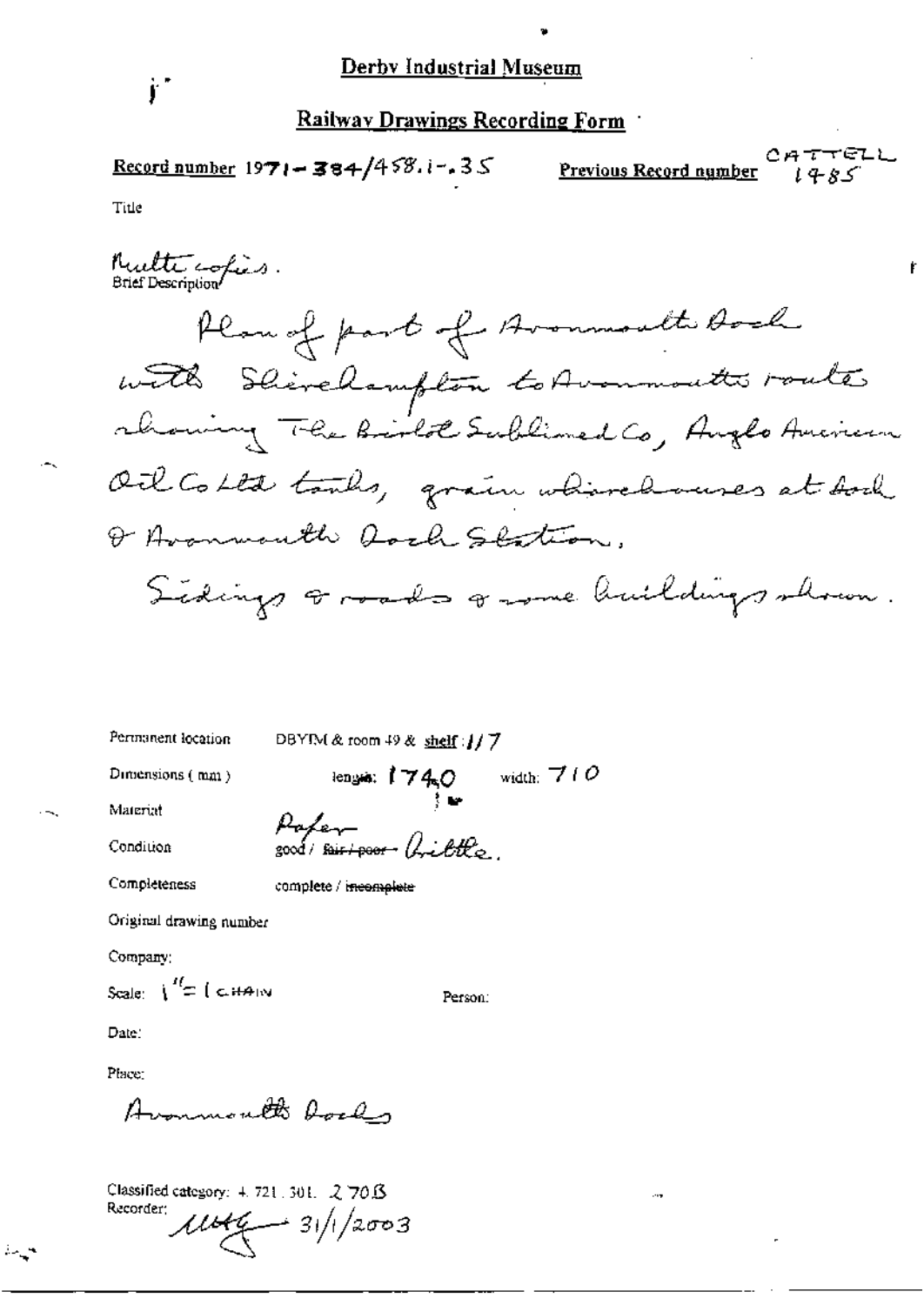**Derby Industrial Museum**

**Railway Drawings Recording Form**

**Record number** 1971-384/458.1-.35 **Previous Record number** CATTELL 1485

Title

Multi copies.

Brief Description

Plan of part of Avonmouth Dock with Shirehampton to Avonmouth route showing The Bristol Sublimed Co, Anglo American Oil Co Ltd tanks, grain warehouses at dock & Avonmouth Dock Station.

Sidings & roads & some buildings shown.

Permanent location DBYIM & room 49 & shelf: 1/7

Dimensions (mm) length: 1740 width: 710

Material Paper

Condition good / ~~fair / poor~~ Brittle.

Completeness complete / ~~incomplete~~

Original drawing number

Company:

Scale: 1" = 1 CHAIN Person:

Date:

Place:

Avonmouth Docks

Classified category: 4.721.301. 270B

Recorder: MHG 31/1/2003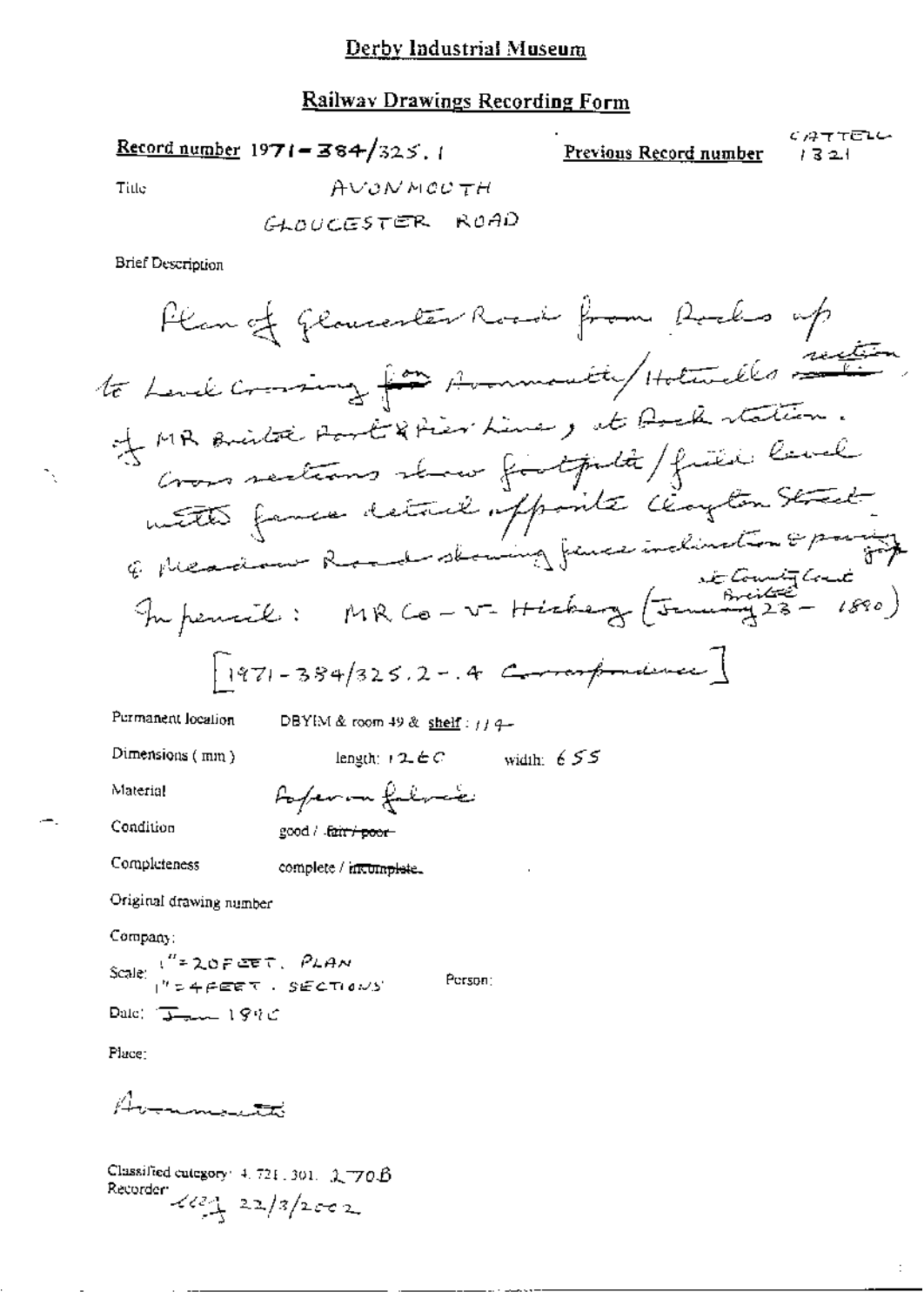# Derby Industrial Museum

## Railway Drawings Recording Form

**Record number** 1971-384/325.1

**Previous Record number** CATTELL 1321

Title AVONMOUTH
GLOUCESTER ROAD

Brief Description

Plan of Gloucester Road from Docks up to Level Crossing for Avonmouth/Hotwells section of MR Bristol Port & Pier Line, at Dock station. Cross sections show footpath/field level with fence detail opposite Clayton Street & Meadow Road showing fence inclination & paving. In pencil: MR Co - v - Hickey (at County Court Bristol January 23 - 1890)

[1971-384/325.2-.4 Correspondence]

Permanent location DBYIM & room 49 & shelf: 114

Dimensions (mm) length: 1260 width: 655

Material Paper on fabric

Condition good / ~~fair / poor~~

Completeness complete / ~~incomplete~~

Original drawing number

Company:

Scale: 1" = 20 FEET. PLAN
1" = 4 FEET. SECTIONS

Person:

Date: Jan 1890

Place:

Avonmouth

Classified category: 4.721.301. 270B

Recorder: 22/3/2002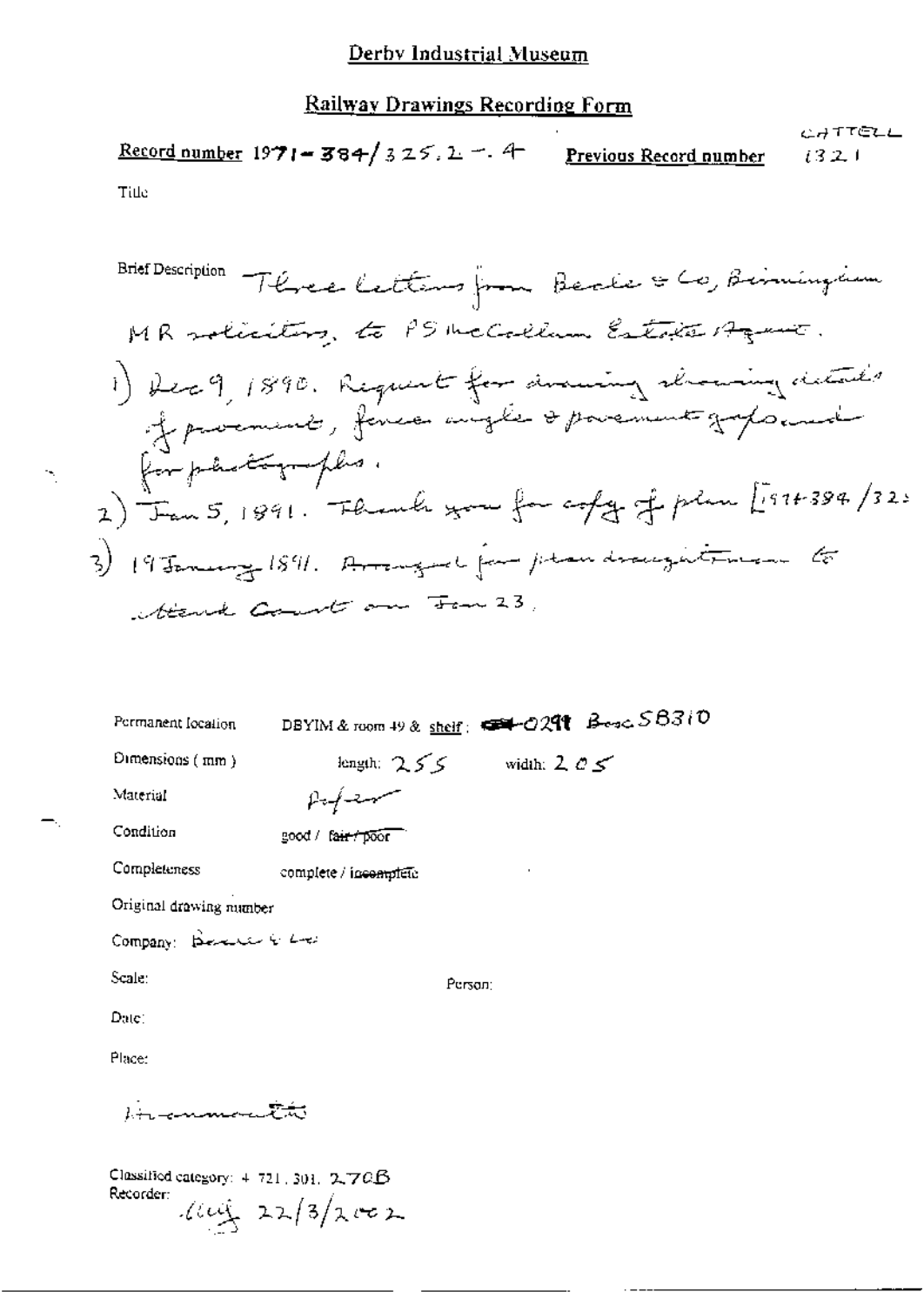# Derby Industrial Museum

## Railway Drawings Recording Form

**Record number** 1971-384/325.2-.4 **Previous Record number** CATTELL 1321

Title

Brief Description Three letters from Beale & Co, Birmingham MR solicitors, to PS McCallum Estate Agent.

1) Dec 9, 1890. Request for drawing showing details of pavement, fence angle & pavement gaps and for photographs.

2) Jan 5, 1891. Thank you for copy of plan [1971-384/325

3) 19 January 1891. Arranged for plan draughtsman to attend Court on Jan 23.

Permanent location DBYIM & room 49 & shelf: ~~0291~~ Box 58310

Dimensions (mm) length: 255 width: 205

Material Paper

Condition good / ~~fair / poor~~

Completeness complete / ~~incomplete~~

Original drawing number

Company: Beale & Co

Scale: Person:

Date:

Place:

Hammersmith

Classified category: + 721.301. 270B

Recorder: Aug 22/3/2002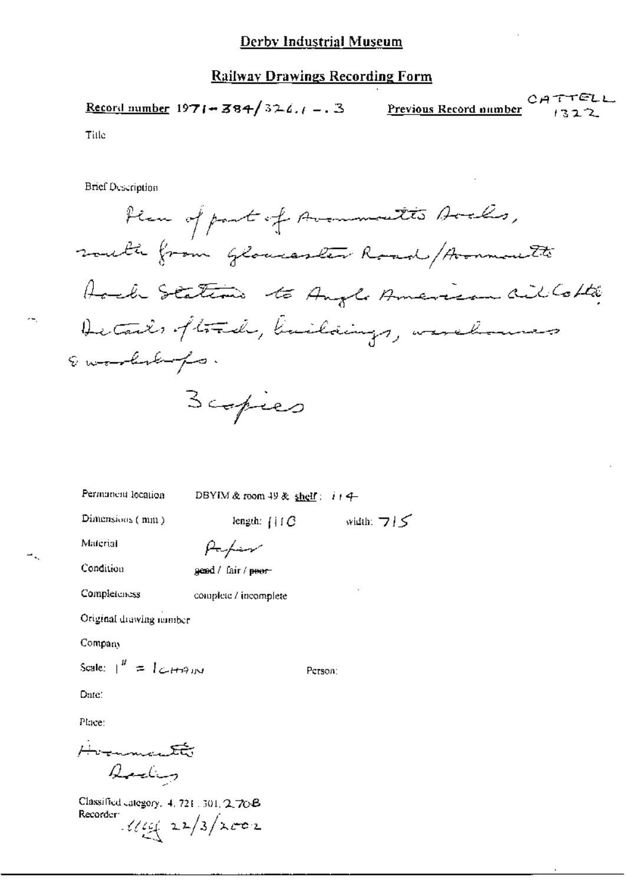## Derby Industrial Museum

### Railway Drawings Recording Form

**Record number** 1971-384/326.1 -.3  **Previous Record number** CATTELL 1322

Title

Brief Description

Plan of part of Avonmouth Docks, south from Gloucester Road/Avonmouth Dock Station to Anglo American Oil Co Ltd. Details of track, buildings, warehouses & workshops.

3 copies

Permanent location  DBYIM & room 49 & shelf: 114

Dimensions (mm)  length: 1110  width: 715

Material  Paper

Condition  good / fair / ~~poor~~

Completeness  complete / incomplete

Original drawing number

Company

Scale: 1" = 1 CHAIN  Person:

Date:

Place:

Avonmouth Docks

Classified category. 4. 721. 301. 270B

Recorder: 22/3/2002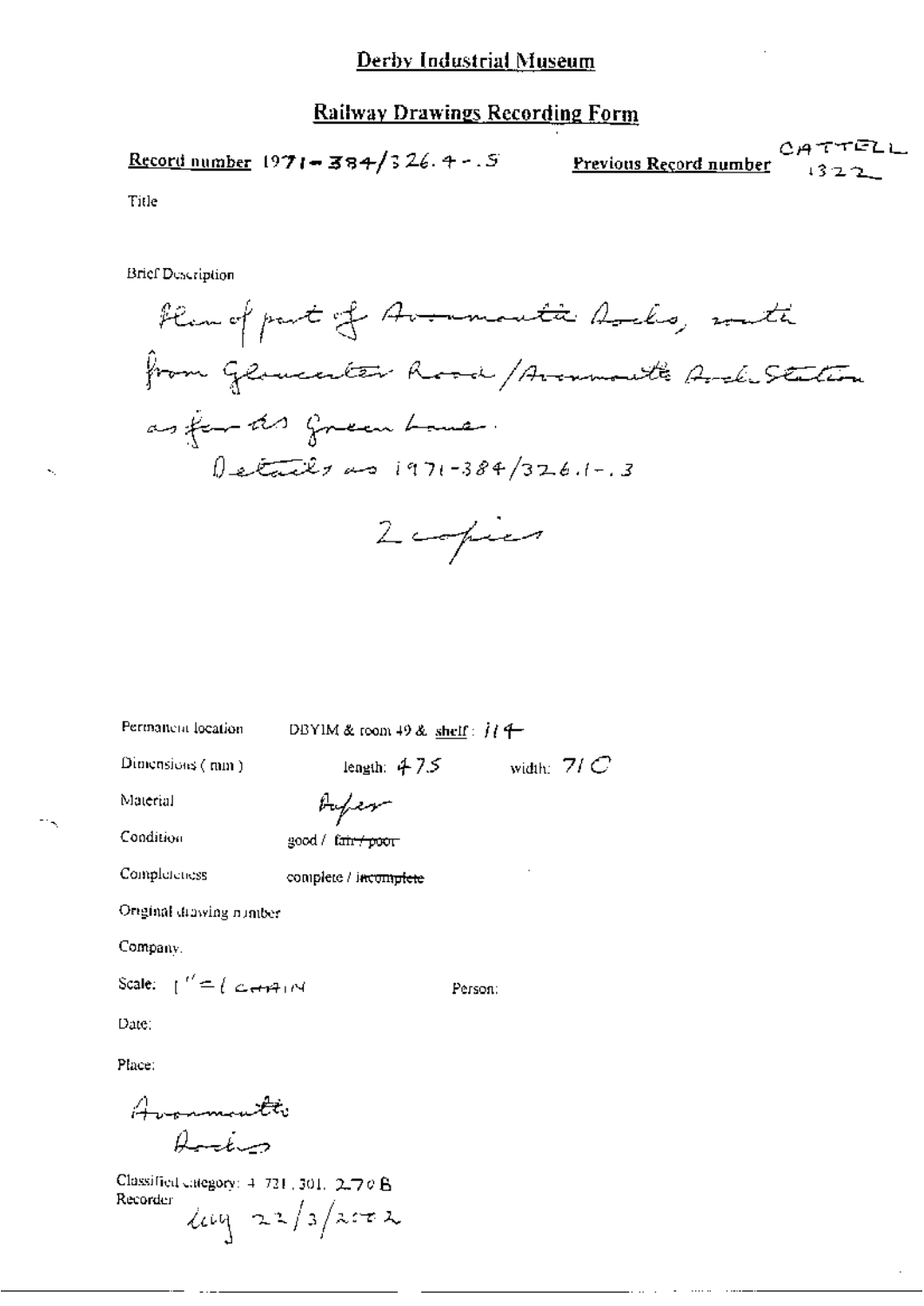# Derby Industrial Museum

## Railway Drawings Recording Form

**Record number** 1971-384/326.4-.5 **Previous Record number** CATTELL 1322

Title

Brief Description

Plan of part of Avonmouth Docks, south from Gloucester Road/Avonmouth Dock Station as far as Green Lane.
Details as 1971-384/326.1-.3

2 copies

Permanent location DBYIM & room 49 & shelf: 114

Dimensions (mm) length: 475 width: 710

Material Paper

Condition good / ~~fair / poor~~

Completeness complete / ~~incomplete~~

Original drawing number

Company:

Scale: 1" = 1 chain Person:

Date:

Place:

Avonmouth Docks

Classified category: 4.721.301.270B
Recorder
$\quad$ Ldly 22/3/2002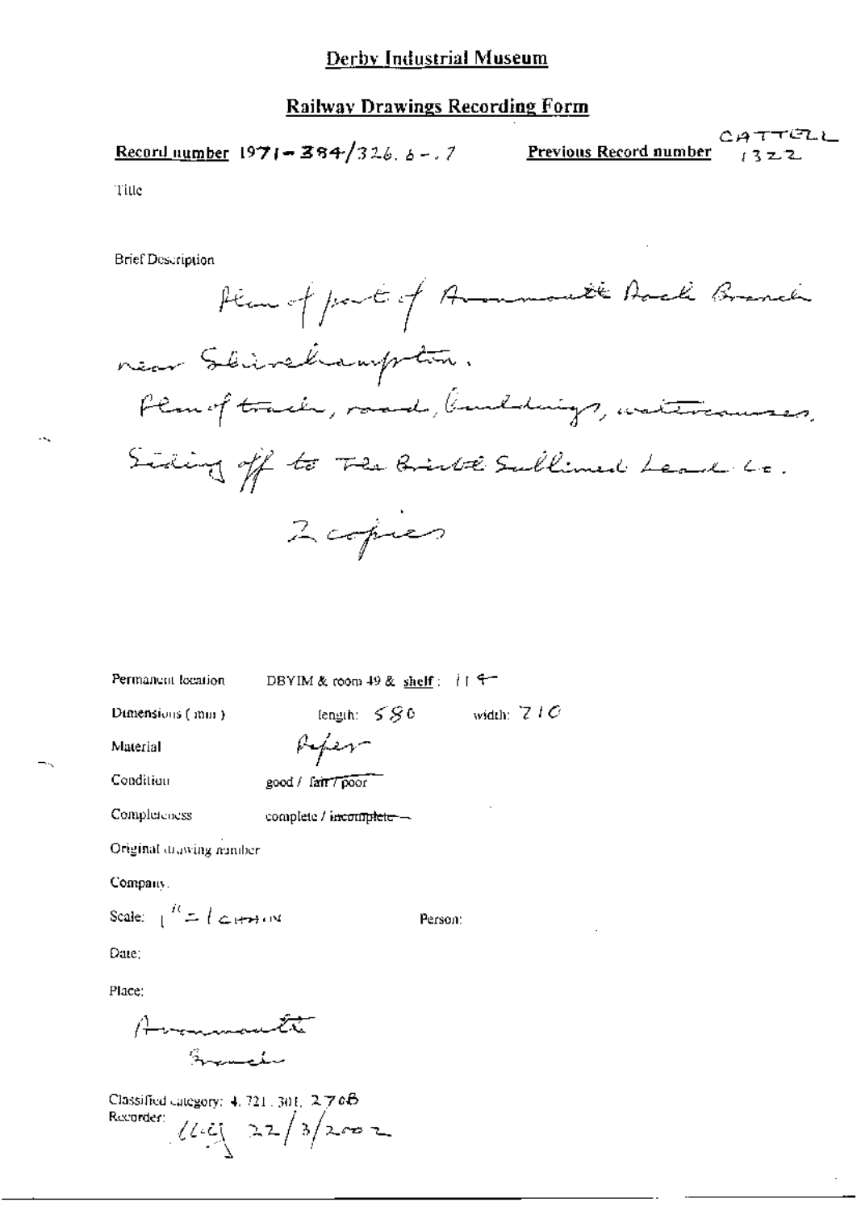# Derby Industrial Museum

## Railway Drawings Recording Form

**Record number** 1971-384/326.6-.7 **Previous Record number** CATTELL 1322

Title

Brief Description

Plan of part of Avonmouth Dock Branch near Shirehampton.
Plan of track, road, buildings, watercourses,
Siding off to The Bristol Sublimed Lead Co.
2 copies

Permanent location DBYIM & room 49 & **shelf**: 114

Dimensions (mm) length: 580 width: 710

Material Paper

Condition good / ~~fair / poor~~

Completeness complete / ~~incomplete~~

Original drawing number

Company:

Scale: 1" = 1 chain Person:

Date:

Place:

Avonmouth
Branch

Classified category: 4.721.301. 270B
Recorder: LLG 22/3/2002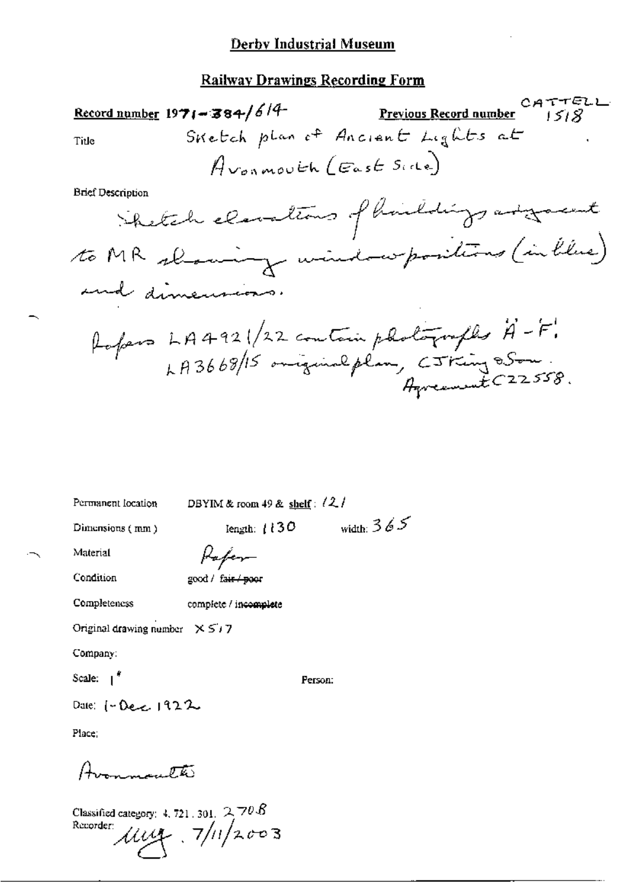Derby Industrial Museum

## Railway Drawings Recording Form

**Record number** 1971-384/614 **Previous Record number** CATTELL 1518

Title Sketch plan of Ancient Lights at Avonmouth (East Side)

Brief Description

Sketch elevations of buildings adjacent to MR showing window positions (in blue) and dimensions.

Refers LA4921/22 contain photographs A'-F'. LA3668/15 original plan, CJ King & Son. Agreement C22558.

Permanent location DBYIM & room 49 & shelf: 121

Dimensions (mm) length: 1130 width: 365

Material Paper

Condition good / ~~fair / poor~~

Completeness complete / ~~incomplete~~

Original drawing number X517

Company:

Scale: 1"

Person:

Date: 1-Dec 1922

Place:

Avonmouth

Classified category: 4.721.301. 2.70.B

Recorder: [signature] 7/11/2003